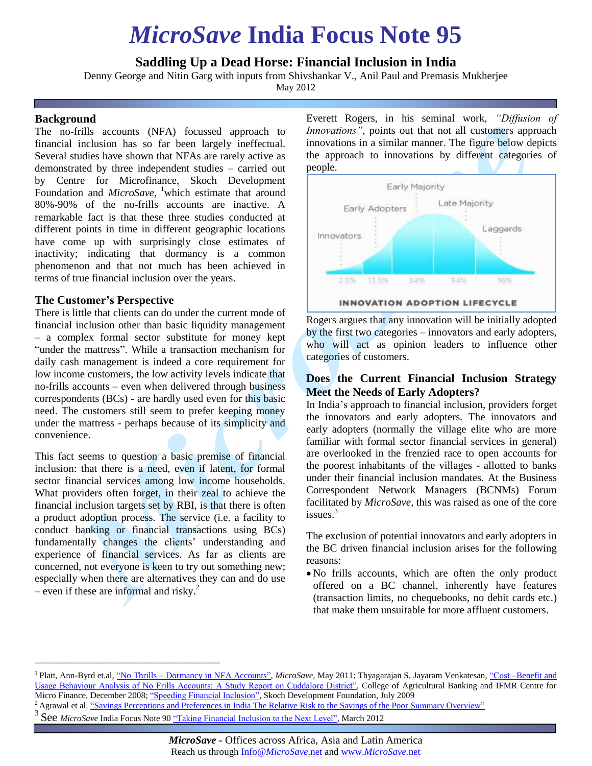# *MicroSave* India Focus Note 95

## Saddling Up a Dead Horse: Financial Inclusion in India

Denny George and Nitin Garg with inputs from Shivshankar V., Anil Paul and Premasis Mukherjee

May 2012

### Background

The no-frills accounts (NFA) focussed approach to financial inclusion has so far been largely ineffectual. Several studies have shown that NFAs are rarely active as demonstrated by three independent studies – carried out by Centre for Microfinance, Skoch Development Foundation and *MicroSave*, [1]which estimate that around 80%-90% of the no-frills accounts are inactive. A remarkable fact is that these three studies conducted at different points in time in different geographic locations have come up with surprisingly close estimates of inactivity; indicating that dormancy is a common phenomenon and that not much has been achieved in terms of true financial inclusion over the years.

### The Customer's Perspective

There is little that clients can do under the current mode of financial inclusion other than basic liquidity management – a complex formal sector substitute for money kept "under the mattress". While a transaction mechanism for daily cash management is indeed a core requirement for low income customers, the low activity levels indicate that no-frills accounts – even when delivered through business correspondents (BCs) - are hardly used even for this basic need. The customers still seem to prefer keeping money under the mattress - perhaps because of its simplicity and convenience.

This fact seems to question a basic premise of financial inclusion: that there is a need, even if latent, for formal sector financial services among low income households. What providers often forget, in their zeal to achieve the financial inclusion targets set by RBI, is that there is often a product adoption process. The service (i.e. a facility to conduct banking or financial transactions using BCs) fundamentally changes the clients' understanding and experience of financial services. As far as clients are concerned, not everyone is keen to try out something new; especially when there are alternatives they can and do use – even if these are informal and risky.[2]

Everett Rogers, in his seminal work, *"Diffusion of Innovations"*, points out that not all customers approach innovations in a similar manner. The figure below depicts the approach to innovations by different categories of people.

Innovators | Early Adopters | Early Majority | Late Majority | Laggards

2.5% | 13.5% | 34% | 34% | 16%

INNOVATION ADOPTION LIFECYCLE

Rogers argues that any innovation will be initially adopted by the first two categories – innovators and early adopters, who will act as opinion leaders to influence other categories of customers.

### Does the Current Financial Inclusion Strategy Meet the Needs of Early Adopters?

In India's approach to financial inclusion, providers forget the innovators and early adopters. The innovators and early adopters (normally the village elite who are more familiar with formal sector financial services in general) are overlooked in the frenzied race to open accounts for the poorest inhabitants of the villages - allotted to banks under their financial inclusion mandates. At the Business Correspondent Network Managers (BCNMs) Forum facilitated by *MicroSave*, this was raised as one of the core issues.[3]

The exclusion of potential innovators and early adopters in the BC driven financial inclusion arises for the following reasons:

- No frills accounts, which are often the only product offered on a BC channel, inherently have features (transaction limits, no chequebooks, no debit cards etc.) that make them unsuitable for more affluent customers.

---

[1] Platt, Ann-Byrd et.al, "No Thrills – Dormancy in NFA Accounts", *MicroSave*, May 2011; Thyagarajan S, Jayaram Venkatesan, "Cost –Benefit and Usage Behaviour Analysis of No Frills Accounts: A Study Report on Cuddalore District", College of Agricultural Banking and IFMR Centre for Micro Finance, December 2008; "Speeding Financial Inclusion", Skoch Development Foundation, July 2009

[2] Agrawal et al. "Savings Perceptions and Preferences in India The Relative Risk to the Savings of the Poor Summary Overview"

[3] See *MicroSave* India Focus Note 90 "Taking Financial Inclusion to the Next Level", March 2012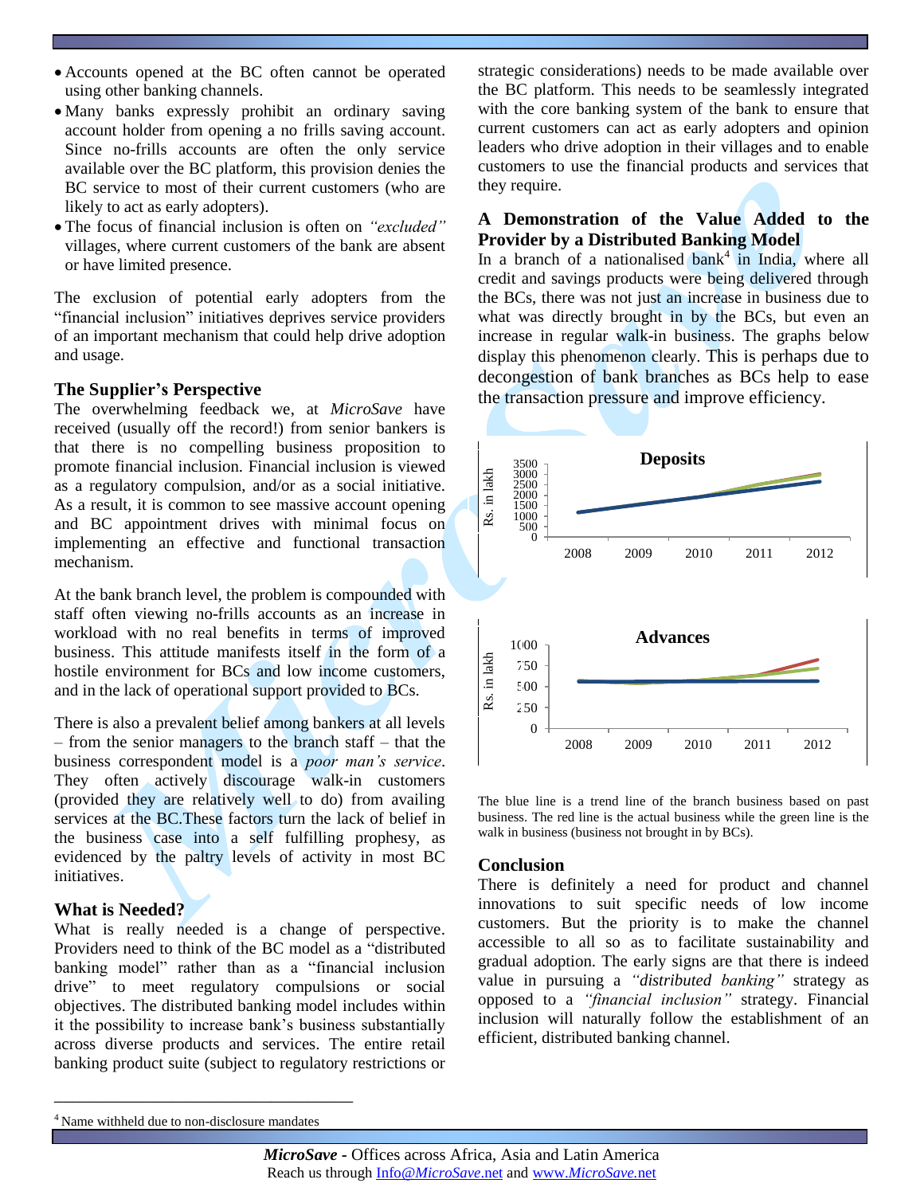- Accounts opened at the BC often cannot be operated using other banking channels.
- Many banks expressly prohibit an ordinary saving account holder from opening a no frills saving account. Since no-frills accounts are often the only service available over the BC platform, this provision denies the BC service to most of their current customers (who are likely to act as early adopters).
- The focus of financial inclusion is often on *"excluded"* villages, where current customers of the bank are absent or have limited presence.

The exclusion of potential early adopters from the "financial inclusion" initiatives deprives service providers of an important mechanism that could help drive adoption and usage.

### The Supplier's Perspective

The overwhelming feedback we, at *MicroSave* have received (usually off the record!) from senior bankers is that there is no compelling business proposition to promote financial inclusion. Financial inclusion is viewed as a regulatory compulsion, and/or as a social initiative. As a result, it is common to see massive account opening and BC appointment drives with minimal focus on implementing an effective and functional transaction mechanism.

At the bank branch level, the problem is compounded with staff often viewing no-frills accounts as an increase in workload with no real benefits in terms of improved business. This attitude manifests itself in the form of a hostile environment for BCs and low income customers, and in the lack of operational support provided to BCs.

There is also a prevalent belief among bankers at all levels – from the senior managers to the branch staff – that the business correspondent model is a *poor man's service*. They often actively discourage walk-in customers (provided they are relatively well to do) from availing services at the BC.These factors turn the lack of belief in the business case into a self fulfilling prophesy, as evidenced by the paltry levels of activity in most BC initiatives.

### What is Needed?

What is really needed is a change of perspective. Providers need to think of the BC model as a "distributed banking model" rather than as a "financial inclusion drive" to meet regulatory compulsions or social objectives. The distributed banking model includes within it the possibility to increase bank's business substantially across diverse products and services. The entire retail banking product suite (subject to regulatory restrictions or strategic considerations) needs to be made available over the BC platform. This needs to be seamlessly integrated with the core banking system of the bank to ensure that current customers can act as early adopters and opinion leaders who drive adoption in their villages and to enable customers to use the financial products and services that they require.

### A Demonstration of the Value Added to the Provider by a Distributed Banking Model

In a branch of a nationalised bank[4] in India, where all credit and savings products were being delivered through the BCs, there was not just an increase in business due to what was directly brought in by the BCs, but even an increase in regular walk-in business. The graphs below display this phenomenon clearly. This is perhaps due to decongestion of bank branches as BCs help to ease the transaction pressure and improve efficiency.

Deposits

Rs. in lakh

3500
3000
2500
2000
1500
1000
500
0

2008 2009 2010 2011 2012

Advances

Rs. in lakh

1000
750
500
250
0

2008 2009 2010 2011 2012

The blue line is a trend line of the branch business based on past business. The red line is the actual business while the green line is the walk in business (business not brought in by BCs).

### Conclusion

There is definitely a need for product and channel innovations to suit specific needs of low income customers. But the priority is to make the channel accessible to all so as to facilitate sustainability and gradual adoption. The early signs are that there is indeed value in pursuing a *"distributed banking"* strategy as opposed to a *"financial inclusion"* strategy. Financial inclusion will naturally follow the establishment of an efficient, distributed banking channel.

---

[4] Name withheld due to non-disclosure mandates